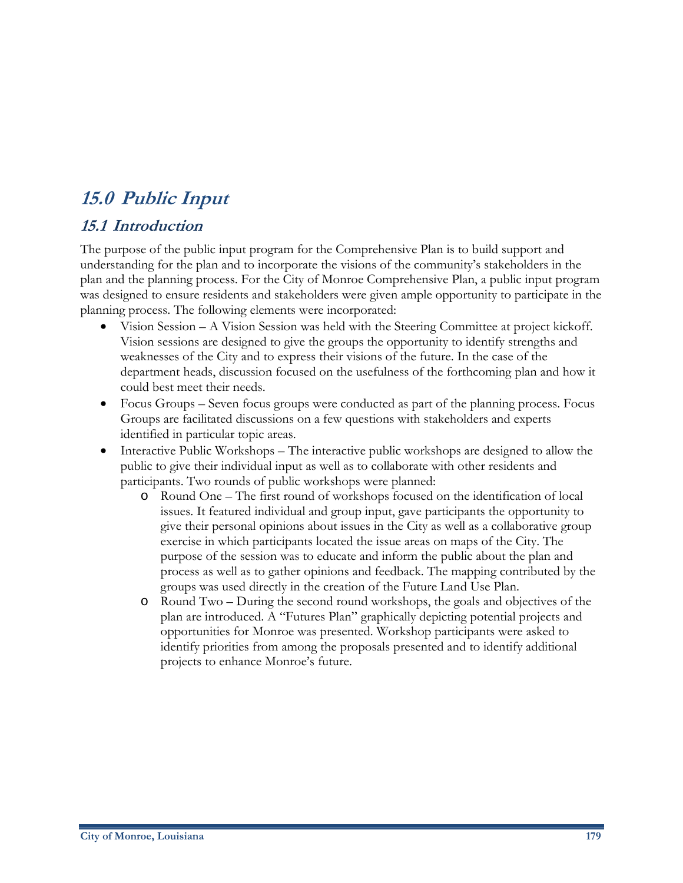# 15.0 Public Input

## 15.1 Introduction

The purpose of the public input program for the Comprehensive Plan is to build support and understanding for the plan and to incorporate the visions of the community's stakeholders in the plan and the planning process. For the City of Monroe Comprehensive Plan, a public input program was designed to ensure residents and stakeholders were given ample opportunity to participate in the planning process. The following elements were incorporated:

- Vision Session – A Vision Session was held with the Steering Committee at project kickoff. Vision sessions are designed to give the groups the opportunity to identify strengths and weaknesses of the City and to express their visions of the future. In the case of the department heads, discussion focused on the usefulness of the forthcoming plan and how it could best meet their needs.
- Focus Groups – Seven focus groups were conducted as part of the planning process. Focus Groups are facilitated discussions on a few questions with stakeholders and experts identified in particular topic areas.
- Interactive Public Workshops – The interactive public workshops are designed to allow the public to give their individual input as well as to collaborate with other residents and participants. Two rounds of public workshops were planned:
  - Round One – The first round of workshops focused on the identification of local issues. It featured individual and group input, gave participants the opportunity to give their personal opinions about issues in the City as well as a collaborative group exercise in which participants located the issue areas on maps of the City. The purpose of the session was to educate and inform the public about the plan and process as well as to gather opinions and feedback. The mapping contributed by the groups was used directly in the creation of the Future Land Use Plan.
  - Round Two – During the second round workshops, the goals and objectives of the plan are introduced. A "Futures Plan" graphically depicting potential projects and opportunities for Monroe was presented. Workshop participants were asked to identify priorities from among the proposals presented and to identify additional projects to enhance Monroe's future.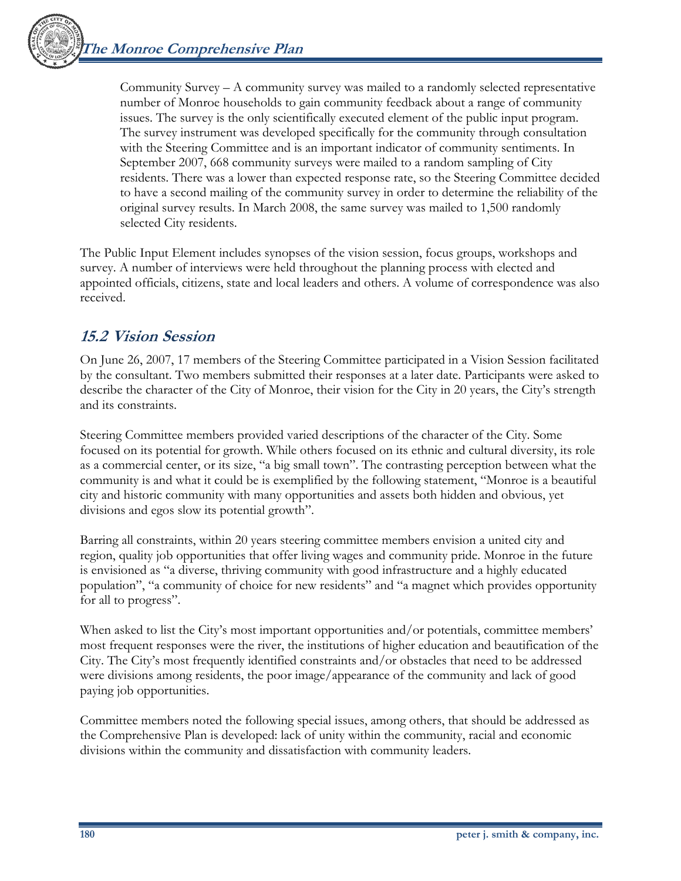Community Survey – A community survey was mailed to a randomly selected representative number of Monroe households to gain community feedback about a range of community issues. The survey is the only scientifically executed element of the public input program. The survey instrument was developed specifically for the community through consultation with the Steering Committee and is an important indicator of community sentiments. In September 2007, 668 community surveys were mailed to a random sampling of City residents. There was a lower than expected response rate, so the Steering Committee decided to have a second mailing of the community survey in order to determine the reliability of the original survey results. In March 2008, the same survey was mailed to 1,500 randomly selected City residents.

The Public Input Element includes synopses of the vision session, focus groups, workshops and survey. A number of interviews were held throughout the planning process with elected and appointed officials, citizens, state and local leaders and others. A volume of correspondence was also received.

## 15.2 Vision Session

On June 26, 2007, 17 members of the Steering Committee participated in a Vision Session facilitated by the consultant. Two members submitted their responses at a later date. Participants were asked to describe the character of the City of Monroe, their vision for the City in 20 years, the City's strength and its constraints.

Steering Committee members provided varied descriptions of the character of the City. Some focused on its potential for growth. While others focused on its ethnic and cultural diversity, its role as a commercial center, or its size, "a big small town". The contrasting perception between what the community is and what it could be is exemplified by the following statement, "Monroe is a beautiful city and historic community with many opportunities and assets both hidden and obvious, yet divisions and egos slow its potential growth".

Barring all constraints, within 20 years steering committee members envision a united city and region, quality job opportunities that offer living wages and community pride. Monroe in the future is envisioned as "a diverse, thriving community with good infrastructure and a highly educated population", "a community of choice for new residents" and "a magnet which provides opportunity for all to progress".

When asked to list the City's most important opportunities and/or potentials, committee members' most frequent responses were the river, the institutions of higher education and beautification of the City. The City's most frequently identified constraints and/or obstacles that need to be addressed were divisions among residents, the poor image/appearance of the community and lack of good paying job opportunities.

Committee members noted the following special issues, among others, that should be addressed as the Comprehensive Plan is developed: lack of unity within the community, racial and economic divisions within the community and dissatisfaction with community leaders.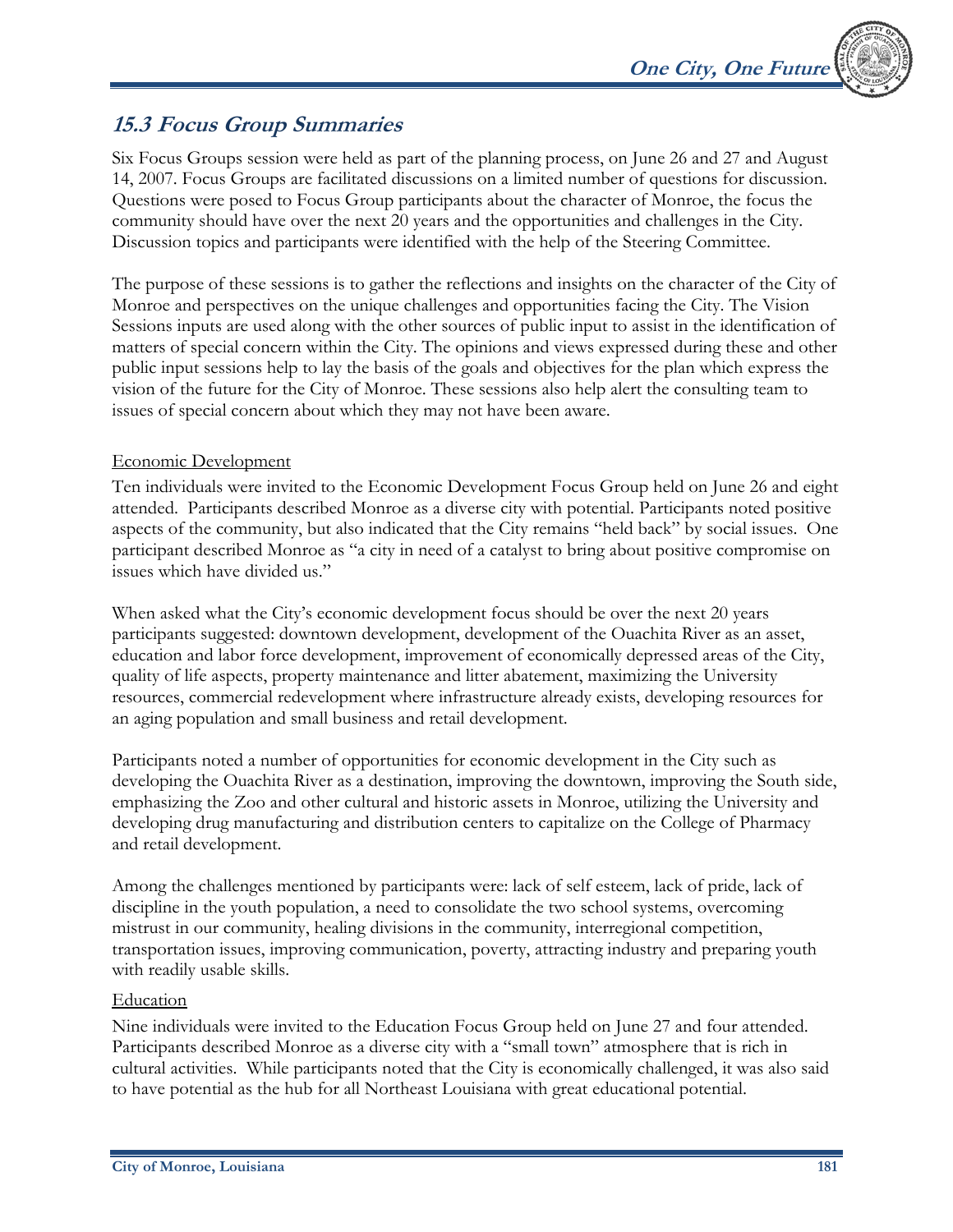## *15.3 Focus Group Summaries*

Six Focus Groups session were held as part of the planning process, on June 26 and 27 and August 14, 2007. Focus Groups are facilitated discussions on a limited number of questions for discussion. Questions were posed to Focus Group participants about the character of Monroe, the focus the community should have over the next 20 years and the opportunities and challenges in the City. Discussion topics and participants were identified with the help of the Steering Committee.

The purpose of these sessions is to gather the reflections and insights on the character of the City of Monroe and perspectives on the unique challenges and opportunities facing the City. The Vision Sessions inputs are used along with the other sources of public input to assist in the identification of matters of special concern within the City. The opinions and views expressed during these and other public input sessions help to lay the basis of the goals and objectives for the plan which express the vision of the future for the City of Monroe. These sessions also help alert the consulting team to issues of special concern about which they may not have been aware.

<u>Economic Development</u>

Ten individuals were invited to the Economic Development Focus Group held on June 26 and eight attended. Participants described Monroe as a diverse city with potential. Participants noted positive aspects of the community, but also indicated that the City remains "held back" by social issues. One participant described Monroe as "a city in need of a catalyst to bring about positive compromise on issues which have divided us."

When asked what the City's economic development focus should be over the next 20 years participants suggested: downtown development, development of the Ouachita River as an asset, education and labor force development, improvement of economically depressed areas of the City, quality of life aspects, property maintenance and litter abatement, maximizing the University resources, commercial redevelopment where infrastructure already exists, developing resources for an aging population and small business and retail development.

Participants noted a number of opportunities for economic development in the City such as developing the Ouachita River as a destination, improving the downtown, improving the South side, emphasizing the Zoo and other cultural and historic assets in Monroe, utilizing the University and developing drug manufacturing and distribution centers to capitalize on the College of Pharmacy and retail development.

Among the challenges mentioned by participants were: lack of self esteem, lack of pride, lack of discipline in the youth population, a need to consolidate the two school systems, overcoming mistrust in our community, healing divisions in the community, interregional competition, transportation issues, improving communication, poverty, attracting industry and preparing youth with readily usable skills.

<u>Education</u>

Nine individuals were invited to the Education Focus Group held on June 27 and four attended. Participants described Monroe as a diverse city with a "small town" atmosphere that is rich in cultural activities. While participants noted that the City is economically challenged, it was also said to have potential as the hub for all Northeast Louisiana with great educational potential.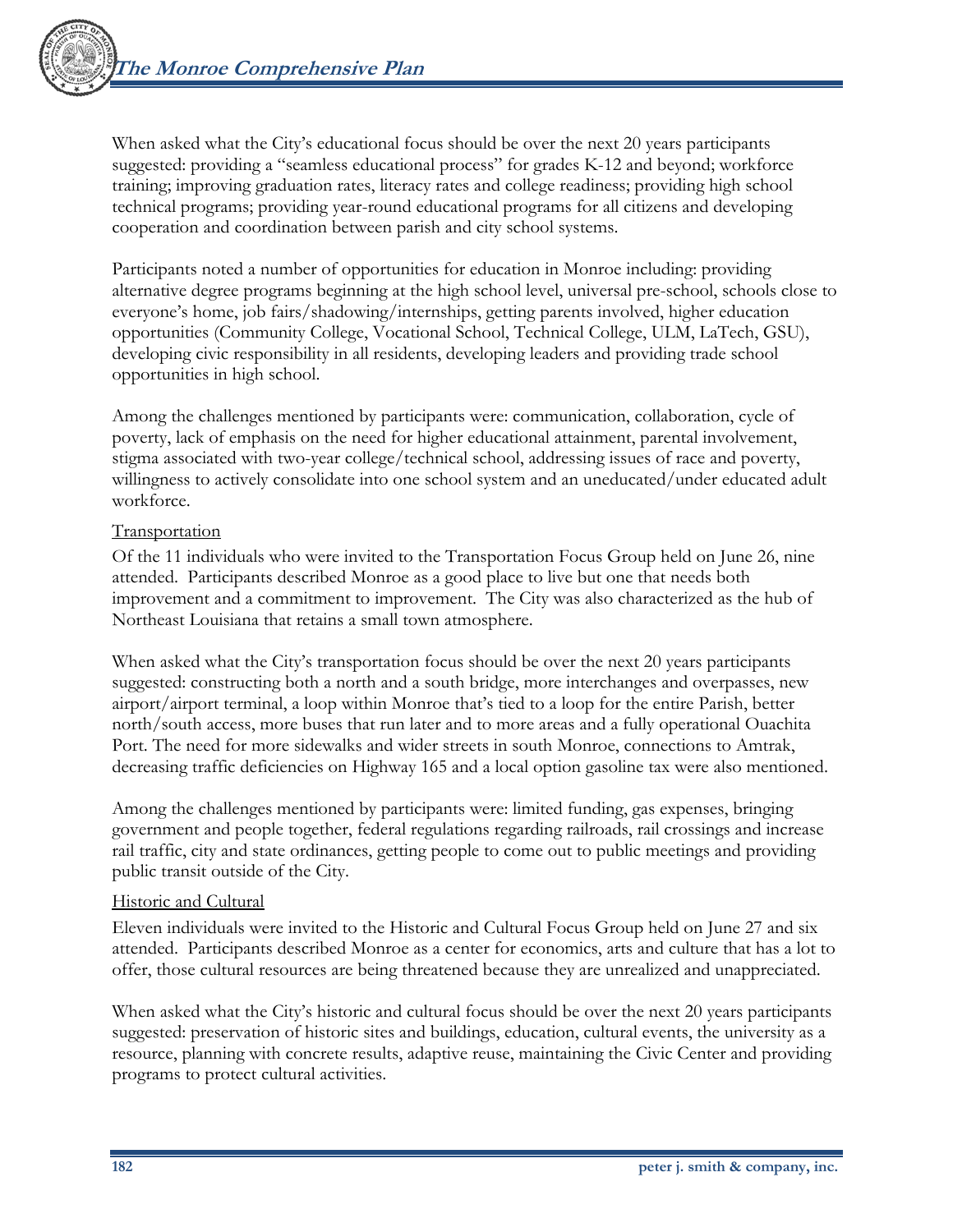When asked what the City's educational focus should be over the next 20 years participants suggested: providing a "seamless educational process" for grades K-12 and beyond; workforce training; improving graduation rates, literacy rates and college readiness; providing high school technical programs; providing year-round educational programs for all citizens and developing cooperation and coordination between parish and city school systems.

Participants noted a number of opportunities for education in Monroe including: providing alternative degree programs beginning at the high school level, universal pre-school, schools close to everyone's home, job fairs/shadowing/internships, getting parents involved, higher education opportunities (Community College, Vocational School, Technical College, ULM, LaTech, GSU), developing civic responsibility in all residents, developing leaders and providing trade school opportunities in high school.

Among the challenges mentioned by participants were: communication, collaboration, cycle of poverty, lack of emphasis on the need for higher educational attainment, parental involvement, stigma associated with two-year college/technical school, addressing issues of race and poverty, willingness to actively consolidate into one school system and an uneducated/under educated adult workforce.

Transportation

Of the 11 individuals who were invited to the Transportation Focus Group held on June 26, nine attended. Participants described Monroe as a good place to live but one that needs both improvement and a commitment to improvement. The City was also characterized as the hub of Northeast Louisiana that retains a small town atmosphere.

When asked what the City's transportation focus should be over the next 20 years participants suggested: constructing both a north and a south bridge, more interchanges and overpasses, new airport/airport terminal, a loop within Monroe that's tied to a loop for the entire Parish, better north/south access, more buses that run later and to more areas and a fully operational Ouachita Port. The need for more sidewalks and wider streets in south Monroe, connections to Amtrak, decreasing traffic deficiencies on Highway 165 and a local option gasoline tax were also mentioned.

Among the challenges mentioned by participants were: limited funding, gas expenses, bringing government and people together, federal regulations regarding railroads, rail crossings and increase rail traffic, city and state ordinances, getting people to come out to public meetings and providing public transit outside of the City.

Historic and Cultural

Eleven individuals were invited to the Historic and Cultural Focus Group held on June 27 and six attended. Participants described Monroe as a center for economics, arts and culture that has a lot to offer, those cultural resources are being threatened because they are unrealized and unappreciated.

When asked what the City's historic and cultural focus should be over the next 20 years participants suggested: preservation of historic sites and buildings, education, cultural events, the university as a resource, planning with concrete results, adaptive reuse, maintaining the Civic Center and providing programs to protect cultural activities.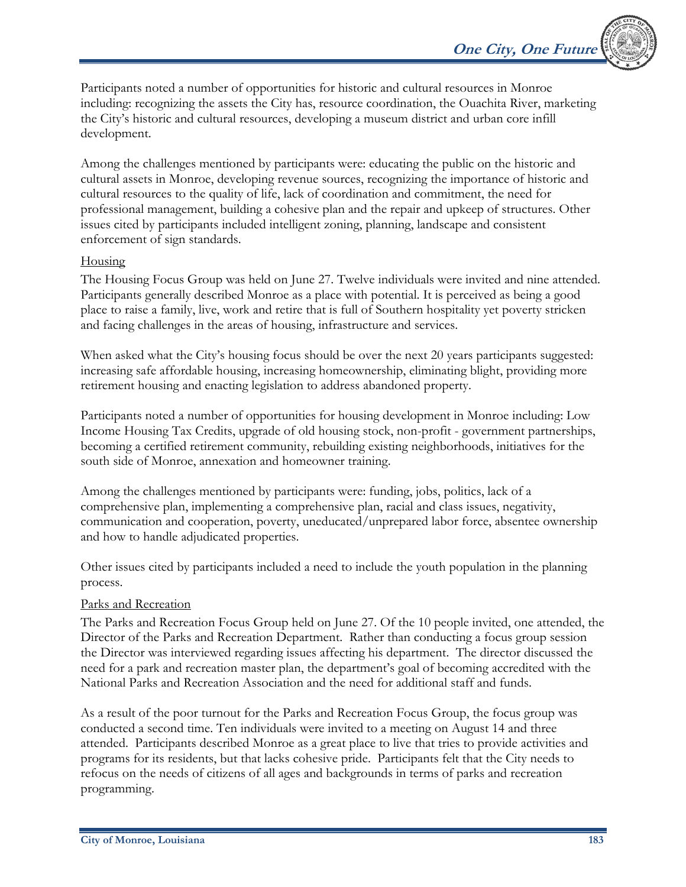Participants noted a number of opportunities for historic and cultural resources in Monroe including: recognizing the assets the City has, resource coordination, the Ouachita River, marketing the City's historic and cultural resources, developing a museum district and urban core infill development.

Among the challenges mentioned by participants were: educating the public on the historic and cultural assets in Monroe, developing revenue sources, recognizing the importance of historic and cultural resources to the quality of life, lack of coordination and commitment, the need for professional management, building a cohesive plan and the repair and upkeep of structures. Other issues cited by participants included intelligent zoning, planning, landscape and consistent enforcement of sign standards.

<u>Housing</u>

The Housing Focus Group was held on June 27. Twelve individuals were invited and nine attended. Participants generally described Monroe as a place with potential. It is perceived as being a good place to raise a family, live, work and retire that is full of Southern hospitality yet poverty stricken and facing challenges in the areas of housing, infrastructure and services.

When asked what the City's housing focus should be over the next 20 years participants suggested: increasing safe affordable housing, increasing homeownership, eliminating blight, providing more retirement housing and enacting legislation to address abandoned property.

Participants noted a number of opportunities for housing development in Monroe including: Low Income Housing Tax Credits, upgrade of old housing stock, non-profit - government partnerships, becoming a certified retirement community, rebuilding existing neighborhoods, initiatives for the south side of Monroe, annexation and homeowner training.

Among the challenges mentioned by participants were: funding, jobs, politics, lack of a comprehensive plan, implementing a comprehensive plan, racial and class issues, negativity, communication and cooperation, poverty, uneducated/unprepared labor force, absentee ownership and how to handle adjudicated properties.

Other issues cited by participants included a need to include the youth population in the planning process.

<u>Parks and Recreation</u>

The Parks and Recreation Focus Group held on June 27. Of the 10 people invited, one attended, the Director of the Parks and Recreation Department. Rather than conducting a focus group session the Director was interviewed regarding issues affecting his department. The director discussed the need for a park and recreation master plan, the department's goal of becoming accredited with the National Parks and Recreation Association and the need for additional staff and funds.

As a result of the poor turnout for the Parks and Recreation Focus Group, the focus group was conducted a second time. Ten individuals were invited to a meeting on August 14 and three attended. Participants described Monroe as a great place to live that tries to provide activities and programs for its residents, but that lacks cohesive pride. Participants felt that the City needs to refocus on the needs of citizens of all ages and backgrounds in terms of parks and recreation programming.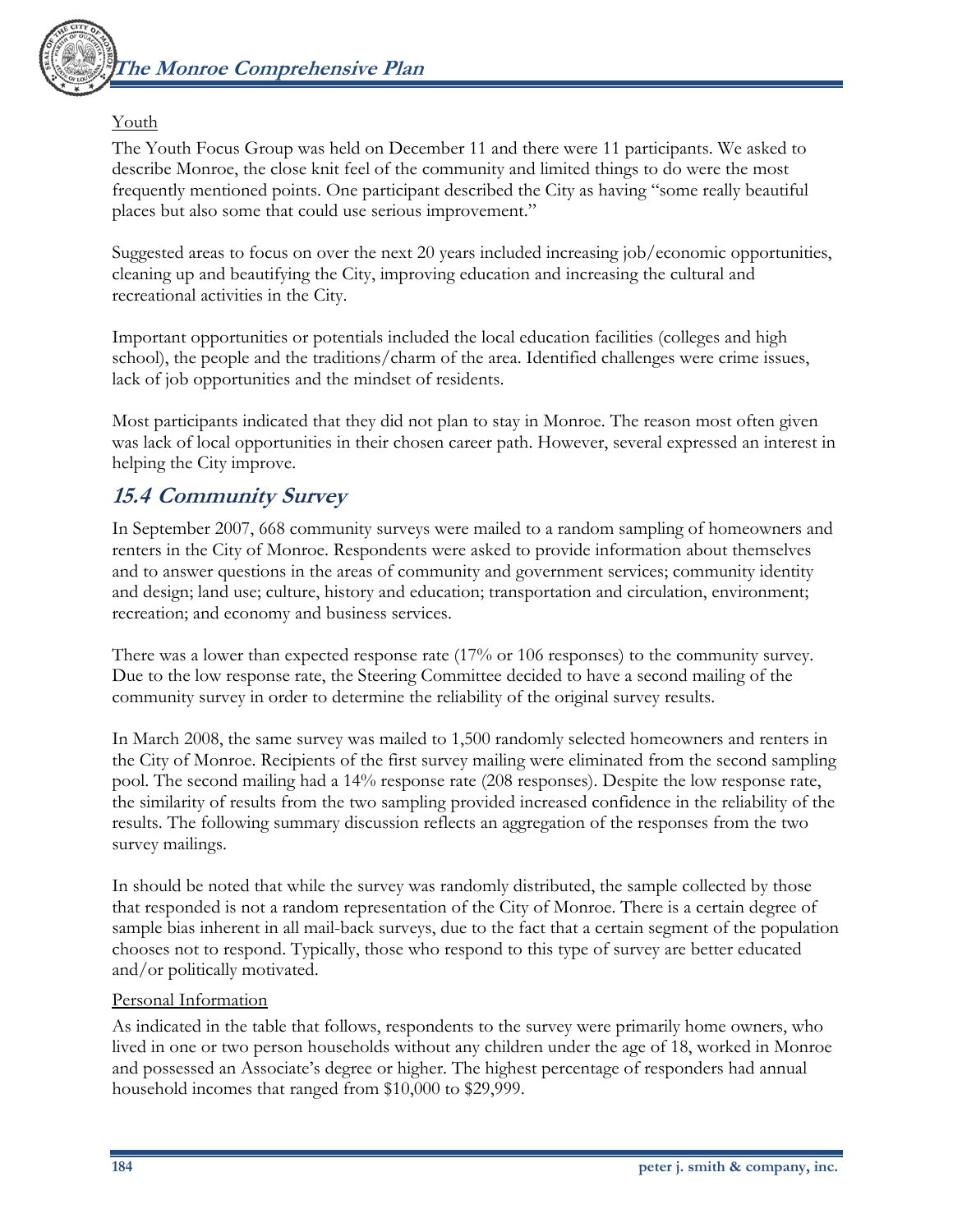Youth

The Youth Focus Group was held on December 11 and there were 11 participants. We asked to describe Monroe, the close knit feel of the community and limited things to do were the most frequently mentioned points. One participant described the City as having "some really beautiful places but also some that could use serious improvement."

Suggested areas to focus on over the next 20 years included increasing job/economic opportunities, cleaning up and beautifying the City, improving education and increasing the cultural and recreational activities in the City.

Important opportunities or potentials included the local education facilities (colleges and high school), the people and the traditions/charm of the area. Identified challenges were crime issues, lack of job opportunities and the mindset of residents.

Most participants indicated that they did not plan to stay in Monroe. The reason most often given was lack of local opportunities in their chosen career path. However, several expressed an interest in helping the City improve.

## 15.4 Community Survey

In September 2007, 668 community surveys were mailed to a random sampling of homeowners and renters in the City of Monroe. Respondents were asked to provide information about themselves and to answer questions in the areas of community and government services; community identity and design; land use; culture, history and education; transportation and circulation, environment; recreation; and economy and business services.

There was a lower than expected response rate (17% or 106 responses) to the community survey. Due to the low response rate, the Steering Committee decided to have a second mailing of the community survey in order to determine the reliability of the original survey results.

In March 2008, the same survey was mailed to 1,500 randomly selected homeowners and renters in the City of Monroe. Recipients of the first survey mailing were eliminated from the second sampling pool. The second mailing had a 14% response rate (208 responses). Despite the low response rate, the similarity of results from the two sampling provided increased confidence in the reliability of the results. The following summary discussion reflects an aggregation of the responses from the two survey mailings.

In should be noted that while the survey was randomly distributed, the sample collected by those that responded is not a random representation of the City of Monroe. There is a certain degree of sample bias inherent in all mail-back surveys, due to the fact that a certain segment of the population chooses not to respond. Typically, those who respond to this type of survey are better educated and/or politically motivated.

Personal Information

As indicated in the table that follows, respondents to the survey were primarily home owners, who lived in one or two person households without any children under the age of 18, worked in Monroe and possessed an Associate's degree or higher. The highest percentage of responders had annual household incomes that ranged from $10,000 to $29,999.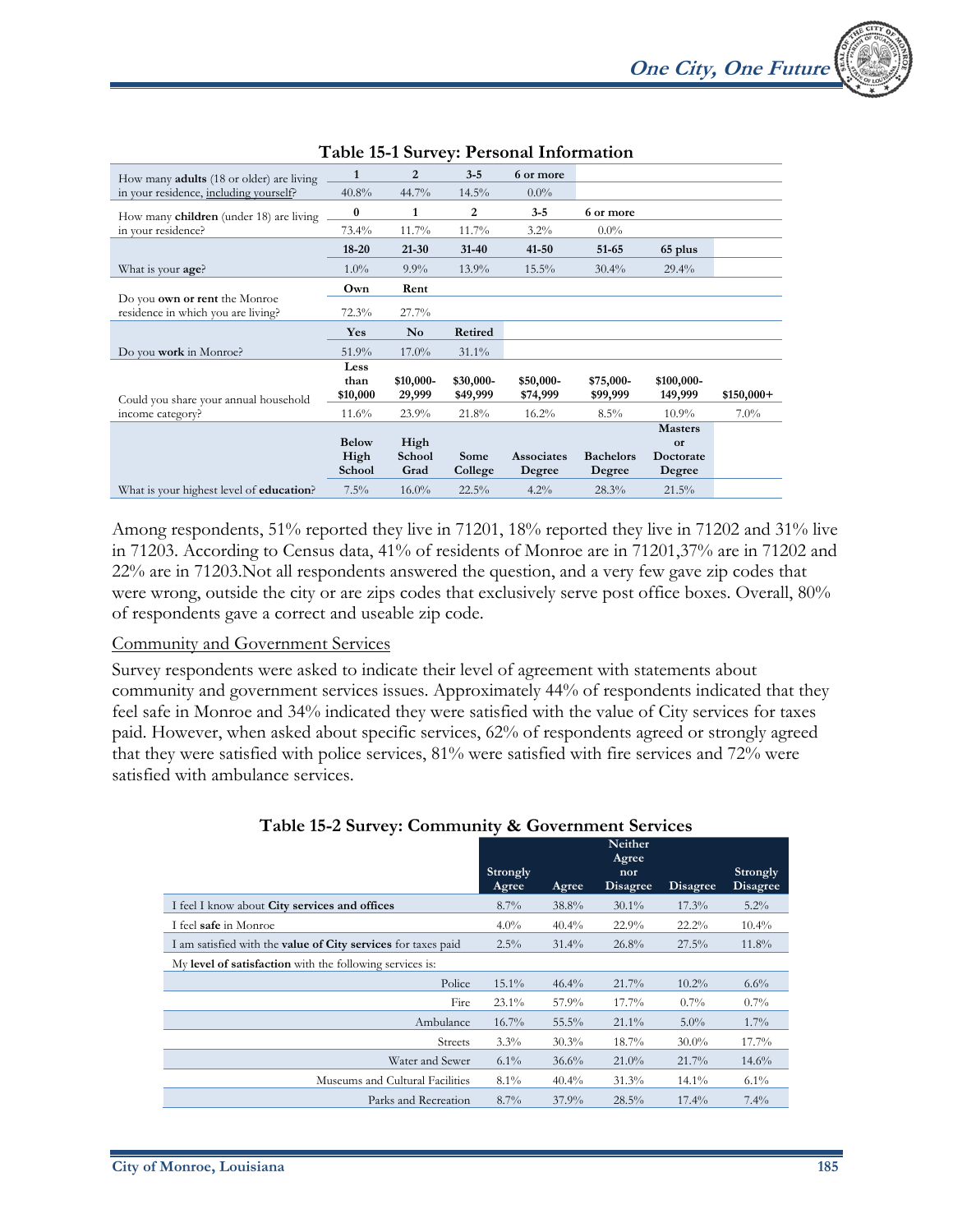**Table 15-1 Survey: Personal Information**

| | | | | | | | |
|---|---|---|---|---|---|---|---|
| How many **adults** (18 or older) are living in your residence, including yourself? | **1** | **2** | **3-5** | **6 or more** | | | |
| | 40.8% | 44.7% | 14.5% | 0.0% | | | |
| How many **children** (under 18) are living in your residence? | **0** | **1** | **2** | **3-5** | **6 or more** | | |
| | 73.4% | 11.7% | 11.7% | 3.2% | 0.0% | | |
| | **18-20** | **21-30** | **31-40** | **41-50** | **51-65** | **65 plus** | |
| What is your **age**? | 1.0% | 9.9% | 13.9% | 15.5% | 30.4% | 29.4% | |
| Do you **own or rent** the Monroe residence in which you are living? | **Own** | **Rent** | | | | | |
| | 72.3% | 27.7% | | | | | |
| | **Yes** | **No** | **Retired** | | | | |
| Do you **work** in Monroe? | 51.9% | 17.0% | 31.1% | | | | |
| Could you share your annual household income category? | **Less than $10,000** | **$10,000-29,999** | **$30,000-$49,999** | **$50,000-$74,999** | **$75,000-$99,999** | **$100,000-149,999** | **$150,000+** |
| | 11.6% | 23.9% | 21.8% | 16.2% | 8.5% | 10.9% | 7.0% |
| | **Below High School** | **High School Grad** | **Some College** | **Associates Degree** | **Bachelors Degree** | **Masters or Doctorate Degree** | |
| What is your highest level of **education**? | 7.5% | 16.0% | 22.5% | 4.2% | 28.3% | 21.5% | |

Among respondents, 51% reported they live in 71201, 18% reported they live in 71202 and 31% live in 71203. According to Census data, 41% of residents of Monroe are in 71201,37% are in 71202 and 22% are in 71203.Not all respondents answered the question, and a very few gave zip codes that were wrong, outside the city or are zips codes that exclusively serve post office boxes. Overall, 80% of respondents gave a correct and useable zip code.

Community and Government Services

Survey respondents were asked to indicate their level of agreement with statements about community and government services issues. Approximately 44% of respondents indicated that they feel safe in Monroe and 34% indicated they were satisfied with the value of City services for taxes paid. However, when asked about specific services, 62% of respondents agreed or strongly agreed that they were satisfied with police services, 81% were satisfied with fire services and 72% were satisfied with ambulance services.

**Table 15-2 Survey: Community & Government Services**

| | Strongly Agree | Agree | Neither Agree nor Disagree | Disagree | Strongly Disagree |
|---|---|---|---|---|---|
| I feel I know about **City services and offices** | 8.7% | 38.8% | 30.1% | 17.3% | 5.2% |
| I feel **safe** in Monroe | 4.0% | 40.4% | 22.9% | 22.2% | 10.4% |
| I am satisfied with the **value of City services** for taxes paid | 2.5% | 31.4% | 26.8% | 27.5% | 11.8% |
| My **level of satisfaction** with the following services is: | | | | | |
| Police | 15.1% | 46.4% | 21.7% | 10.2% | 6.6% |
| Fire | 23.1% | 57.9% | 17.7% | 0.7% | 0.7% |
| Ambulance | 16.7% | 55.5% | 21.1% | 5.0% | 1.7% |
| Streets | 3.3% | 30.3% | 18.7% | 30.0% | 17.7% |
| Water and Sewer | 6.1% | 36.6% | 21.0% | 21.7% | 14.6% |
| Museums and Cultural Facilities | 8.1% | 40.4% | 31.3% | 14.1% | 6.1% |
| Parks and Recreation | 8.7% | 37.9% | 28.5% | 17.4% | 7.4% |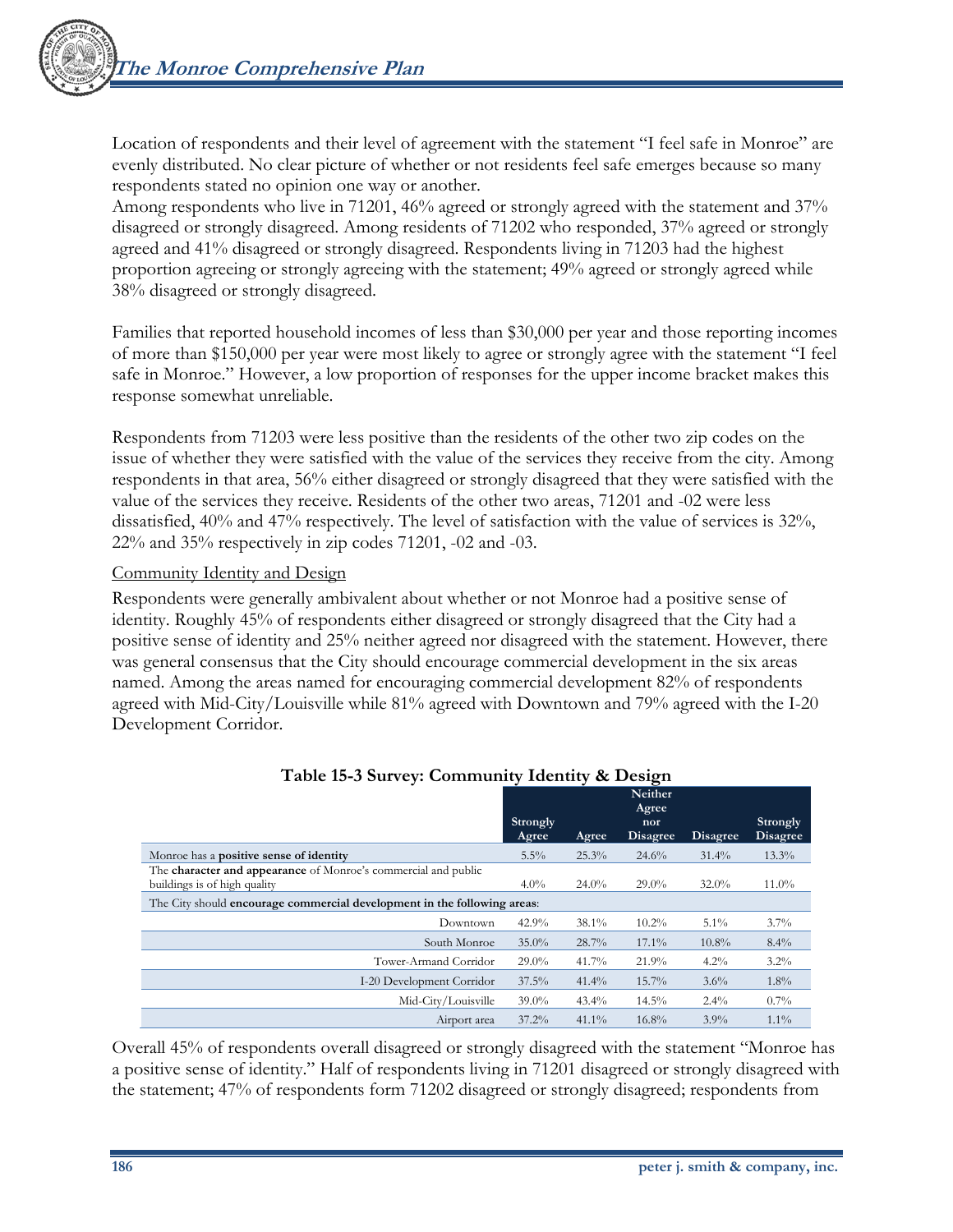Location of respondents and their level of agreement with the statement "I feel safe in Monroe" are evenly distributed. No clear picture of whether or not residents feel safe emerges because so many respondents stated no opinion one way or another.
Among respondents who live in 71201, 46% agreed or strongly agreed with the statement and 37% disagreed or strongly disagreed. Among residents of 71202 who responded, 37% agreed or strongly agreed and 41% disagreed or strongly disagreed. Respondents living in 71203 had the highest proportion agreeing or strongly agreeing with the statement; 49% agreed or strongly agreed while 38% disagreed or strongly disagreed.

Families that reported household incomes of less than $30,000 per year and those reporting incomes of more than $150,000 per year were most likely to agree or strongly agree with the statement "I feel safe in Monroe." However, a low proportion of responses for the upper income bracket makes this response somewhat unreliable.

Respondents from 71203 were less positive than the residents of the other two zip codes on the issue of whether they were satisfied with the value of the services they receive from the city. Among respondents in that area, 56% either disagreed or strongly disagreed that they were satisfied with the value of the services they receive. Residents of the other two areas, 71201 and -02 were less dissatisfied, 40% and 47% respectively. The level of satisfaction with the value of services is 32%, 22% and 35% respectively in zip codes 71201, -02 and -03.

Community Identity and Design

Respondents were generally ambivalent about whether or not Monroe had a positive sense of identity. Roughly 45% of respondents either disagreed or strongly disagreed that the City had a positive sense of identity and 25% neither agreed nor disagreed with the statement. However, there was general consensus that the City should encourage commercial development in the six areas named. Among the areas named for encouraging commercial development 82% of respondents agreed with Mid-City/Louisville while 81% agreed with Downtown and 79% agreed with the I-20 Development Corridor.

**Table 15-3 Survey: Community Identity & Design**

| | Strongly Agree | Agree | Neither Agree nor Disagree | Disagree | Strongly Disagree |
|---|---|---|---|---|---|
| Monroe has a **positive sense of identity** | 5.5% | 25.3% | 24.6% | 31.4% | 13.3% |
| The **character and appearance** of Monroe's commercial and public buildings is of high quality | 4.0% | 24.0% | 29.0% | 32.0% | 11.0% |
| The City should **encourage commercial development in the following areas**: | | | | | |
| Downtown | 42.9% | 38.1% | 10.2% | 5.1% | 3.7% |
| South Monroe | 35.0% | 28.7% | 17.1% | 10.8% | 8.4% |
| Tower-Armand Corridor | 29.0% | 41.7% | 21.9% | 4.2% | 3.2% |
| I-20 Development Corridor | 37.5% | 41.4% | 15.7% | 3.6% | 1.8% |
| Mid-City/Louisville | 39.0% | 43.4% | 14.5% | 2.4% | 0.7% |
| Airport area | 37.2% | 41.1% | 16.8% | 3.9% | 1.1% |

Overall 45% of respondents overall disagreed or strongly disagreed with the statement "Monroe has a positive sense of identity." Half of respondents living in 71201 disagreed or strongly disagreed with the statement; 47% of respondents form 71202 disagreed or strongly disagreed; respondents from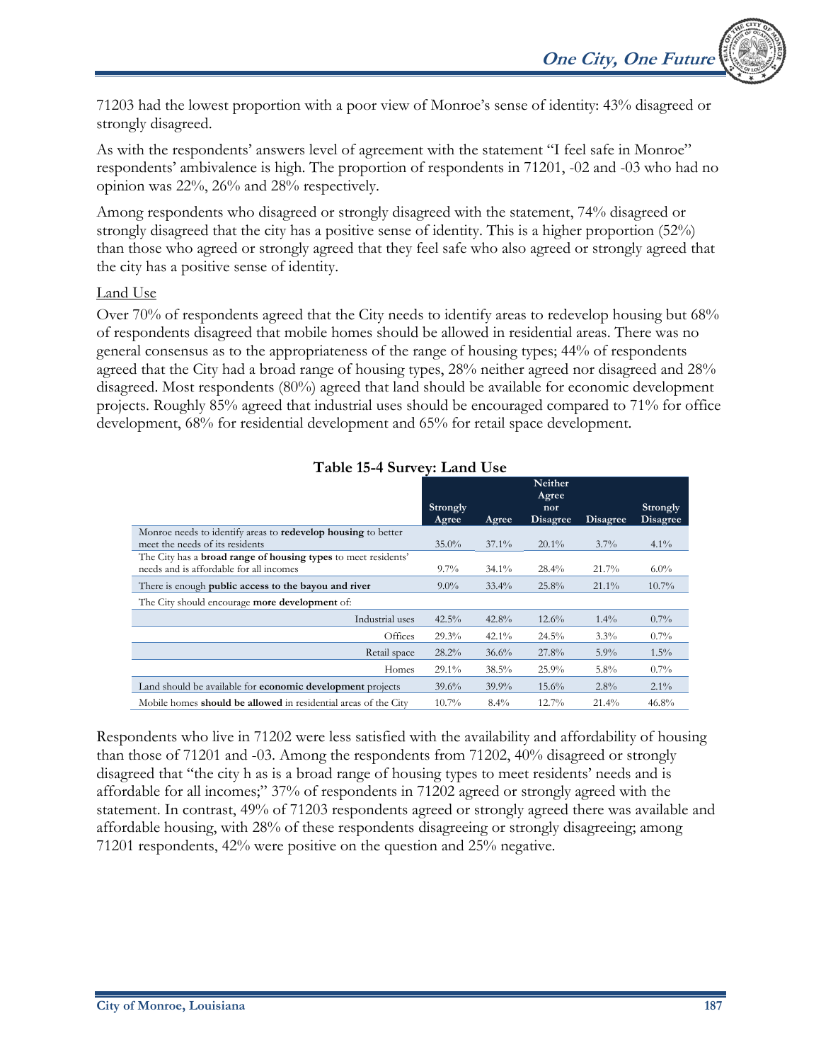71203 had the lowest proportion with a poor view of Monroe's sense of identity: 43% disagreed or strongly disagreed.

As with the respondents' answers level of agreement with the statement "I feel safe in Monroe" respondents' ambivalence is high. The proportion of respondents in 71201, -02 and -03 who had no opinion was 22%, 26% and 28% respectively.

Among respondents who disagreed or strongly disagreed with the statement, 74% disagreed or strongly disagreed that the city has a positive sense of identity. This is a higher proportion (52%) than those who agreed or strongly agreed that they feel safe who also agreed or strongly agreed that the city has a positive sense of identity.

Land Use

Over 70% of respondents agreed that the City needs to identify areas to redevelop housing but 68% of respondents disagreed that mobile homes should be allowed in residential areas. There was no general consensus as to the appropriateness of the range of housing types; 44% of respondents agreed that the City had a broad range of housing types, 28% neither agreed nor disagreed and 28% disagreed. Most respondents (80%) agreed that land should be available for economic development projects. Roughly 85% agreed that industrial uses should be encouraged compared to 71% for office development, 68% for residential development and 65% for retail space development.

**Table 15-4 Survey: Land Use**

| | Strongly Agree | Agree | Neither Agree nor Disagree | Disagree | Strongly Disagree |
|---|---|---|---|---|---|
| Monroe needs to identify areas to **redevelop housing** to better meet the needs of its residents | 35.0% | 37.1% | 20.1% | 3.7% | 4.1% |
| The City has a **broad range of housing types** to meet residents' needs and is affordable for all incomes | 9.7% | 34.1% | 28.4% | 21.7% | 6.0% |
| There is enough **public access to the bayou and river** | 9.0% | 33.4% | 25.8% | 21.1% | 10.7% |
| The City should encourage **more development** of: | | | | | |
| Industrial uses | 42.5% | 42.8% | 12.6% | 1.4% | 0.7% |
| Offices | 29.3% | 42.1% | 24.5% | 3.3% | 0.7% |
| Retail space | 28.2% | 36.6% | 27.8% | 5.9% | 1.5% |
| Homes | 29.1% | 38.5% | 25.9% | 5.8% | 0.7% |
| Land should be available for **economic development** projects | 39.6% | 39.9% | 15.6% | 2.8% | 2.1% |
| Mobile homes **should be allowed** in residential areas of the City | 10.7% | 8.4% | 12.7% | 21.4% | 46.8% |

Respondents who live in 71202 were less satisfied with the availability and affordability of housing than those of 71201 and -03. Among the respondents from 71202, 40% disagreed or strongly disagreed that "the city h as is a broad range of housing types to meet residents' needs and is affordable for all incomes;" 37% of respondents in 71202 agreed or strongly agreed with the statement. In contrast, 49% of 71203 respondents agreed or strongly agreed there was available and affordable housing, with 28% of these respondents disagreeing or strongly disagreeing; among 71201 respondents, 42% were positive on the question and 25% negative.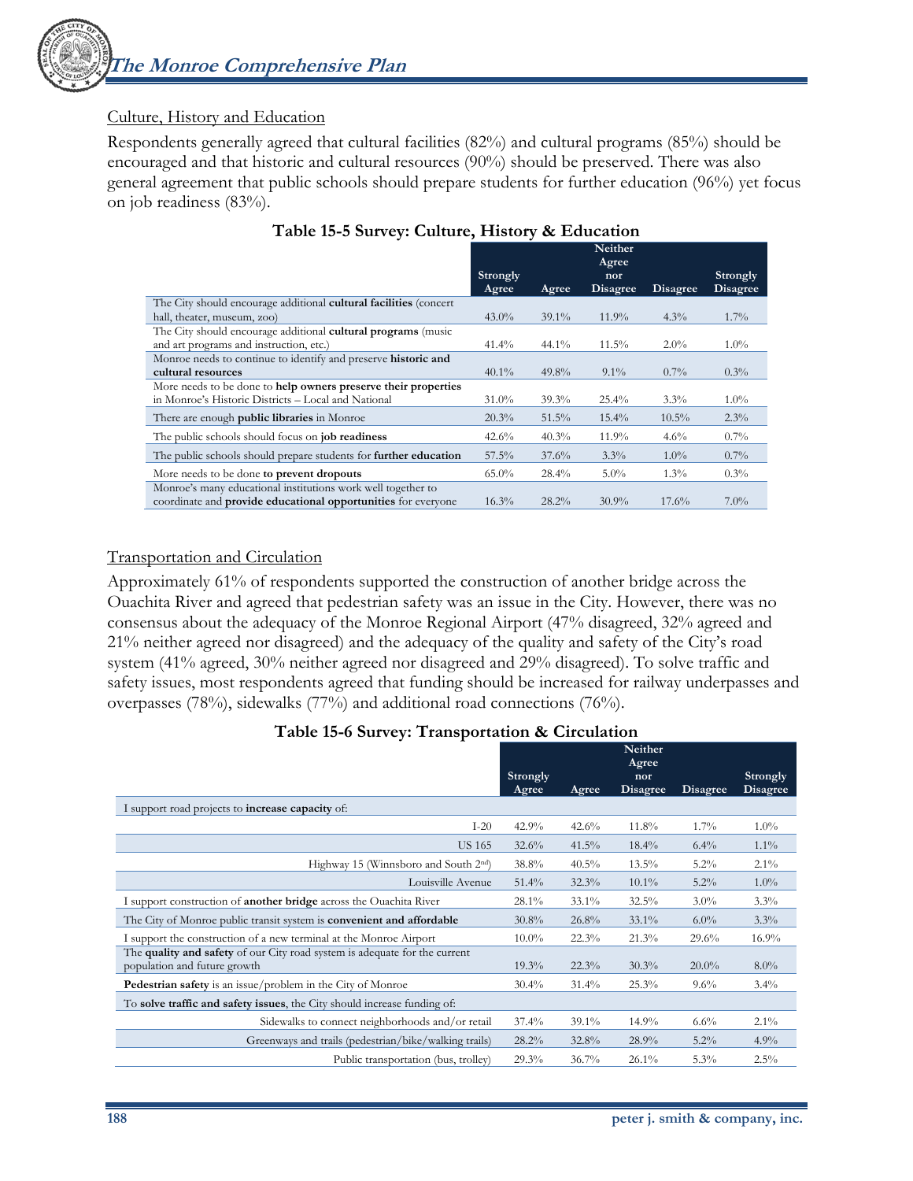## Culture, History and Education

Respondents generally agreed that cultural facilities (82%) and cultural programs (85%) should be encouraged and that historic and cultural resources (90%) should be preserved. There was also general agreement that public schools should prepare students for further education (96%) yet focus on job readiness (83%).

**Table 15-5 Survey: Culture, History & Education**

| | Strongly Agree | Agree | Neither Agree nor Disagree | Disagree | Strongly Disagree |
|---|---|---|---|---|---|
| The City should encourage additional **cultural facilities** (concert hall, theater, museum, zoo) | 43.0% | 39.1% | 11.9% | 4.3% | 1.7% |
| The City should encourage additional **cultural programs** (music and art programs and instruction, etc.) | 41.4% | 44.1% | 11.5% | 2.0% | 1.0% |
| Monroe needs to continue to identify and preserve **historic and cultural resources** | 40.1% | 49.8% | 9.1% | 0.7% | 0.3% |
| More needs to be done to **help owners preserve their properties** in Monroe's Historic Districts – Local and National | 31.0% | 39.3% | 25.4% | 3.3% | 1.0% |
| There are enough **public libraries** in Monroe | 20.3% | 51.5% | 15.4% | 10.5% | 2.3% |
| The public schools should focus on **job readiness** | 42.6% | 40.3% | 11.9% | 4.6% | 0.7% |
| The public schools should prepare students for **further education** | 57.5% | 37.6% | 3.3% | 1.0% | 0.7% |
| More needs to be done **to prevent dropouts** | 65.0% | 28.4% | 5.0% | 1.3% | 0.3% |
| Monroe's many educational institutions work well together to coordinate and **provide educational opportunities** for everyone | 16.3% | 28.2% | 30.9% | 17.6% | 7.0% |

## Transportation and Circulation

Approximately 61% of respondents supported the construction of another bridge across the Ouachita River and agreed that pedestrian safety was an issue in the City. However, there was no consensus about the adequacy of the Monroe Regional Airport (47% disagreed, 32% agreed and 21% neither agreed nor disagreed) and the adequacy of the quality and safety of the City's road system (41% agreed, 30% neither agreed nor disagreed and 29% disagreed). To solve traffic and safety issues, most respondents agreed that funding should be increased for railway underpasses and overpasses (78%), sidewalks (77%) and additional road connections (76%).

**Table 15-6 Survey: Transportation & Circulation**

| | Strongly Agree | Agree | Neither Agree nor Disagree | Disagree | Strongly Disagree |
|---|---|---|---|---|---|
| I support road projects to **increase capacity** of: | | | | | |
| I-20 | 42.9% | 42.6% | 11.8% | 1.7% | 1.0% |
| US 165 | 32.6% | 41.5% | 18.4% | 6.4% | 1.1% |
| Highway 15 (Winnsboro and South 2nd) | 38.8% | 40.5% | 13.5% | 5.2% | 2.1% |
| Louisville Avenue | 51.4% | 32.3% | 10.1% | 5.2% | 1.0% |
| I support construction of **another bridge** across the Ouachita River | 28.1% | 33.1% | 32.5% | 3.0% | 3.3% |
| The City of Monroe public transit system is **convenient and affordable** | 30.8% | 26.8% | 33.1% | 6.0% | 3.3% |
| I support the construction of a new terminal at the Monroe Airport | 10.0% | 22.3% | 21.3% | 29.6% | 16.9% |
| The **quality and safety** of our City road system is adequate for the current population and future growth | 19.3% | 22.3% | 30.3% | 20.0% | 8.0% |
| **Pedestrian safety** is an issue/problem in the City of Monroe | 30.4% | 31.4% | 25.3% | 9.6% | 3.4% |
| To **solve traffic and safety issues**, the City should increase funding of: | | | | | |
| Sidewalks to connect neighborhoods and/or retail | 37.4% | 39.1% | 14.9% | 6.6% | 2.1% |
| Greenways and trails (pedestrian/bike/walking trails) | 28.2% | 32.8% | 28.9% | 5.2% | 4.9% |
| Public transportation (bus, trolley) | 29.3% | 36.7% | 26.1% | 5.3% | 2.5% |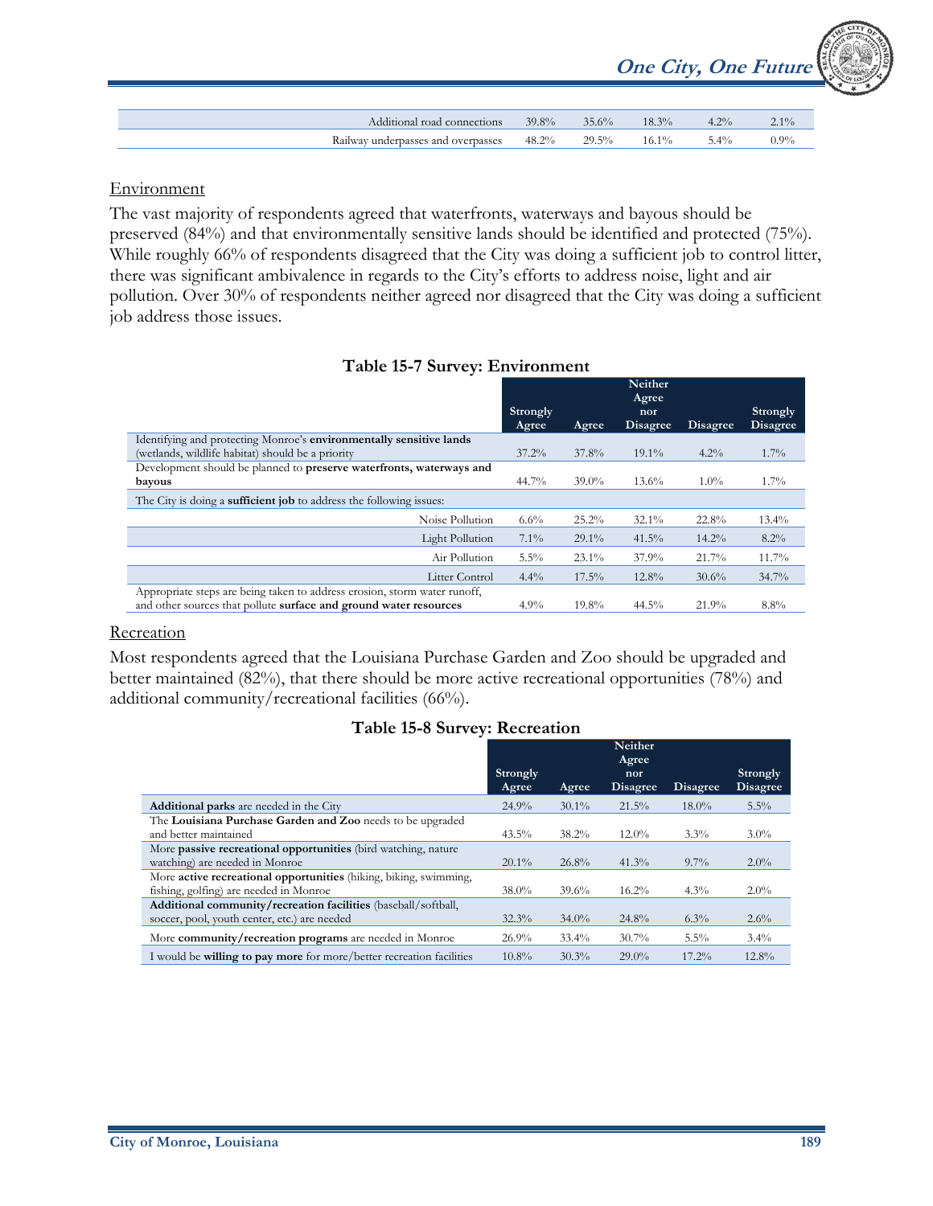| | | | | | |
|---|---|---|---|---|---|
| Additional road connections | 39.8% | 35.6% | 18.3% | 4.2% | 2.1% |
| Railway underpasses and overpasses | 48.2% | 29.5% | 16.1% | 5.4% | 0.9% |

## Environment

The vast majority of respondents agreed that waterfronts, waterways and bayous should be preserved (84%) and that environmentally sensitive lands should be identified and protected (75%). While roughly 66% of respondents disagreed that the City was doing a sufficient job to control litter, there was significant ambivalence in regards to the City's efforts to address noise, light and air pollution. Over 30% of respondents neither agreed nor disagreed that the City was doing a sufficient job address those issues.

**Table 15-7 Survey: Environment**

| | Strongly Agree | Agree | Neither Agree nor Disagree | Disagree | Strongly Disagree |
|---|---|---|---|---|---|
| Identifying and protecting Monroe's **environmentally sensitive lands** (wetlands, wildlife habitat) should be a priority | 37.2% | 37.8% | 19.1% | 4.2% | 1.7% |
| Development should be planned to **preserve waterfronts, waterways and bayous** | 44.7% | 39.0% | 13.6% | 1.0% | 1.7% |
| The City is doing a **sufficient job** to address the following issues: | | | | | |
| Noise Pollution | 6.6% | 25.2% | 32.1% | 22.8% | 13.4% |
| Light Pollution | 7.1% | 29.1% | 41.5% | 14.2% | 8.2% |
| Air Pollution | 5.5% | 23.1% | 37.9% | 21.7% | 11.7% |
| Litter Control | 4.4% | 17.5% | 12.8% | 30.6% | 34.7% |
| Appropriate steps are being taken to address erosion, storm water runoff, and other sources that pollute **surface and ground water resources** | 4.9% | 19.8% | 44.5% | 21.9% | 8.8% |

## Recreation

Most respondents agreed that the Louisiana Purchase Garden and Zoo should be upgraded and better maintained (82%), that there should be more active recreational opportunities (78%) and additional community/recreational facilities (66%).

**Table 15-8 Survey: Recreation**

| | Strongly Agree | Agree | Neither Agree nor Disagree | Disagree | Strongly Disagree |
|---|---|---|---|---|---|
| **Additional parks** are needed in the City | 24.9% | 30.1% | 21.5% | 18.0% | 5.5% |
| The **Louisiana Purchase Garden and Zoo** needs to be upgraded and better maintained | 43.5% | 38.2% | 12.0% | 3.3% | 3.0% |
| More **passive recreational opportunities** (bird watching, nature watching) are needed in Monroe | 20.1% | 26.8% | 41.3% | 9.7% | 2.0% |
| More **active recreational opportunities** (hiking, biking, swimming, fishing, golfing) are needed in Monroe | 38.0% | 39.6% | 16.2% | 4.3% | 2.0% |
| **Additional community/recreation facilities** (baseball/softball, soccer, pool, youth center, etc.) are needed | 32.3% | 34.0% | 24.8% | 6.3% | 2.6% |
| More **community/recreation programs** are needed in Monroe | 26.9% | 33.4% | 30.7% | 5.5% | 3.4% |
| I would be **willing to pay more** for more/better recreation facilities | 10.8% | 30.3% | 29.0% | 17.2% | 12.8% |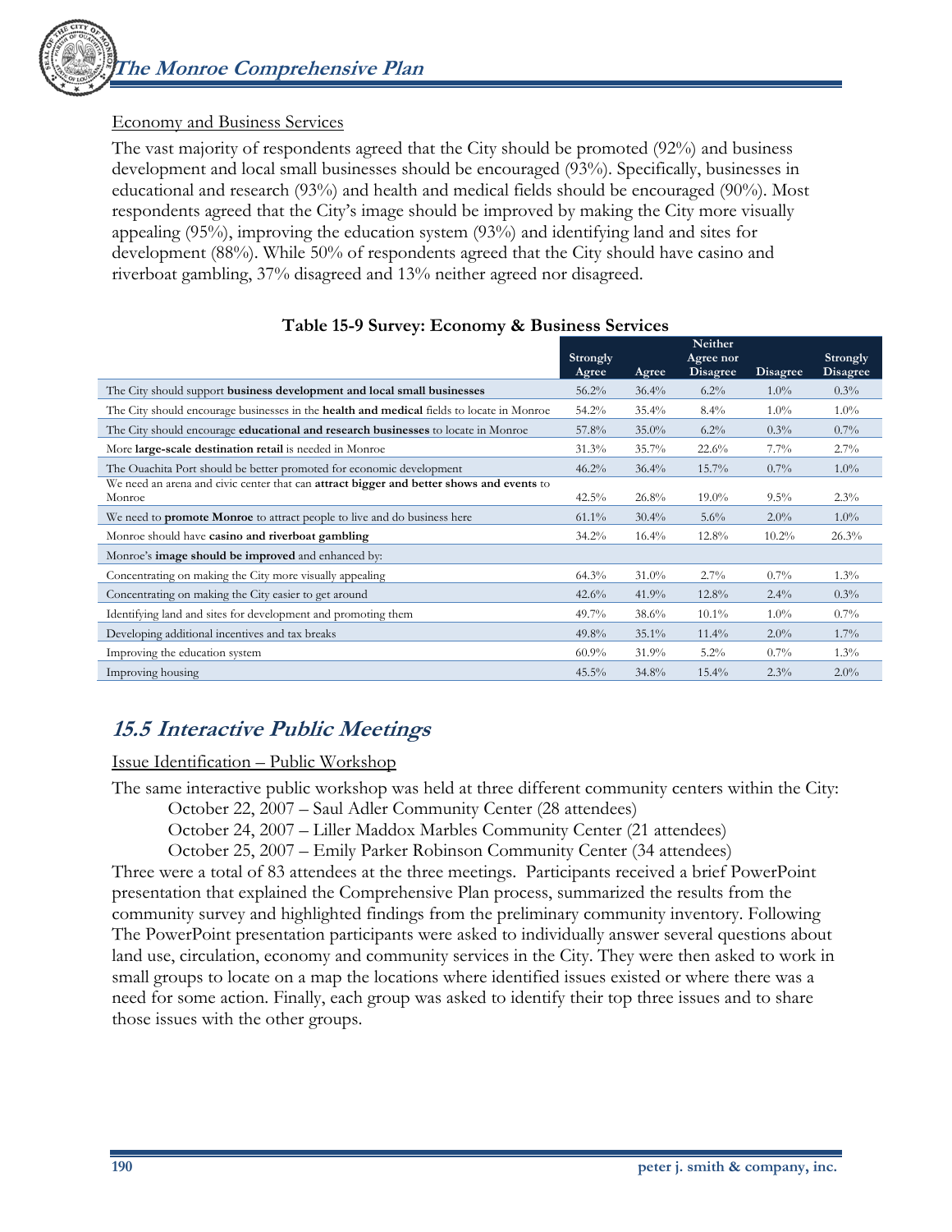Economy and Business Services

The vast majority of respondents agreed that the City should be promoted (92%) and business development and local small businesses should be encouraged (93%). Specifically, businesses in educational and research (93%) and health and medical fields should be encouraged (90%). Most respondents agreed that the City's image should be improved by making the City more visually appealing (95%), improving the education system (93%) and identifying land and sites for development (88%). While 50% of respondents agreed that the City should have casino and riverboat gambling, 37% disagreed and 13% neither agreed nor disagreed.

**Table 15-9 Survey: Economy & Business Services**

| | Strongly Agree | Agree | Neither Agree nor Disagree | Disagree | Strongly Disagree |
|---|---|---|---|---|---|
| The City should support **business development and local small businesses** | 56.2% | 36.4% | 6.2% | 1.0% | 0.3% |
| The City should encourage businesses in the **health and medical** fields to locate in Monroe | 54.2% | 35.4% | 8.4% | 1.0% | 1.0% |
| The City should encourage **educational and research businesses** to locate in Monroe | 57.8% | 35.0% | 6.2% | 0.3% | 0.7% |
| More **large-scale destination retail** is needed in Monroe | 31.3% | 35.7% | 22.6% | 7.7% | 2.7% |
| The Ouachita Port should be better promoted for economic development | 46.2% | 36.4% | 15.7% | 0.7% | 1.0% |
| We need an arena and civic center that can **attract bigger and better shows and events** to Monroe | 42.5% | 26.8% | 19.0% | 9.5% | 2.3% |
| We need to **promote Monroe** to attract people to live and do business here | 61.1% | 30.4% | 5.6% | 2.0% | 1.0% |
| Monroe should have **casino and riverboat gambling** | 34.2% | 16.4% | 12.8% | 10.2% | 26.3% |
| Monroe's **image should be improved** and enhanced by: | | | | | |
| Concentrating on making the City more visually appealing | 64.3% | 31.0% | 2.7% | 0.7% | 1.3% |
| Concentrating on making the City easier to get around | 42.6% | 41.9% | 12.8% | 2.4% | 0.3% |
| Identifying land and sites for development and promoting them | 49.7% | 38.6% | 10.1% | 1.0% | 0.7% |
| Developing additional incentives and tax breaks | 49.8% | 35.1% | 11.4% | 2.0% | 1.7% |
| Improving the education system | 60.9% | 31.9% | 5.2% | 0.7% | 1.3% |
| Improving housing | 45.5% | 34.8% | 15.4% | 2.3% | 2.0% |

## *15.5 Interactive Public Meetings*

Issue Identification – Public Workshop

The same interactive public workshop was held at three different community centers within the City:

October 22, 2007 – Saul Adler Community Center (28 attendees)
October 24, 2007 – Liller Maddox Marbles Community Center (21 attendees)
October 25, 2007 – Emily Parker Robinson Community Center (34 attendees)

Three were a total of 83 attendees at the three meetings. Participants received a brief PowerPoint presentation that explained the Comprehensive Plan process, summarized the results from the community survey and highlighted findings from the preliminary community inventory. Following The PowerPoint presentation participants were asked to individually answer several questions about land use, circulation, economy and community services in the City. They were then asked to work in small groups to locate on a map the locations where identified issues existed or where there was a need for some action. Finally, each group was asked to identify their top three issues and to share those issues with the other groups.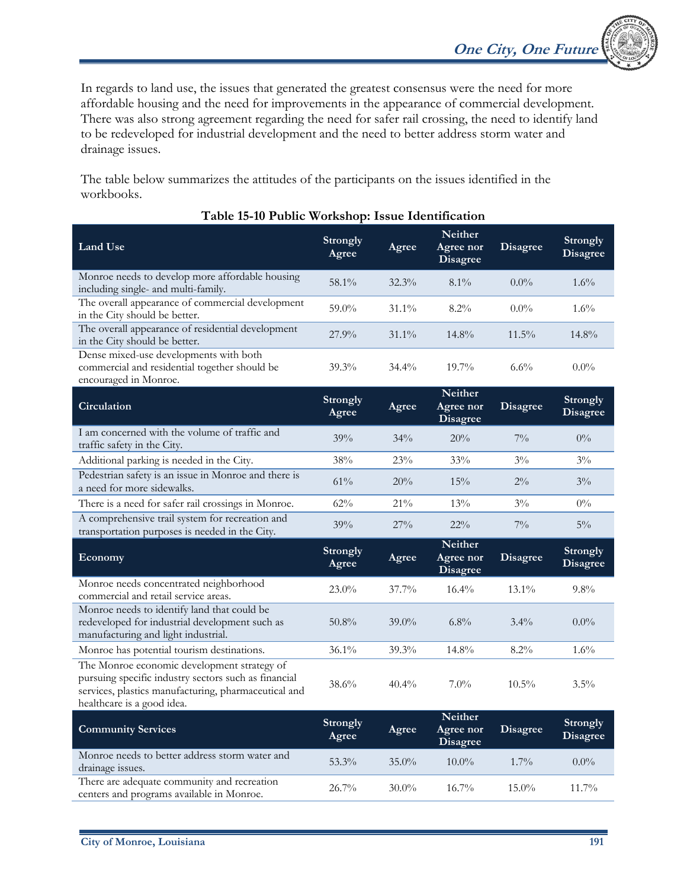In regards to land use, the issues that generated the greatest consensus were the need for more affordable housing and the need for improvements in the appearance of commercial development. There was also strong agreement regarding the need for safer rail crossing, the need to identify land to be redeveloped for industrial development and the need to better address storm water and drainage issues.

The table below summarizes the attitudes of the participants on the issues identified in the workbooks.

**Table 15-10 Public Workshop: Issue Identification**

| Land Use | Strongly Agree | Agree | Neither Agree nor Disagree | Disagree | Strongly Disagree |
|---|---|---|---|---|---|
| Monroe needs to develop more affordable housing including single- and multi-family. | 58.1% | 32.3% | 8.1% | 0.0% | 1.6% |
| The overall appearance of commercial development in the City should be better. | 59.0% | 31.1% | 8.2% | 0.0% | 1.6% |
| The overall appearance of residential development in the City should be better. | 27.9% | 31.1% | 14.8% | 11.5% | 14.8% |
| Dense mixed-use developments with both commercial and residential together should be encouraged in Monroe. | 39.3% | 34.4% | 19.7% | 6.6% | 0.0% |
| **Circulation** | **Strongly Agree** | **Agree** | **Neither Agree nor Disagree** | **Disagree** | **Strongly Disagree** |
| I am concerned with the volume of traffic and traffic safety in the City. | 39% | 34% | 20% | 7% | 0% |
| Additional parking is needed in the City. | 38% | 23% | 33% | 3% | 3% |
| Pedestrian safety is an issue in Monroe and there is a need for more sidewalks. | 61% | 20% | 15% | 2% | 3% |
| There is a need for safer rail crossings in Monroe. | 62% | 21% | 13% | 3% | 0% |
| A comprehensive trail system for recreation and transportation purposes is needed in the City. | 39% | 27% | 22% | 7% | 5% |
| **Economy** | **Strongly Agree** | **Agree** | **Neither Agree nor Disagree** | **Disagree** | **Strongly Disagree** |
| Monroe needs concentrated neighborhood commercial and retail service areas. | 23.0% | 37.7% | 16.4% | 13.1% | 9.8% |
| Monroe needs to identify land that could be redeveloped for industrial development such as manufacturing and light industrial. | 50.8% | 39.0% | 6.8% | 3.4% | 0.0% |
| Monroe has potential tourism destinations. | 36.1% | 39.3% | 14.8% | 8.2% | 1.6% |
| The Monroe economic development strategy of pursuing specific industry sectors such as financial services, plastics manufacturing, pharmaceutical and healthcare is a good idea. | 38.6% | 40.4% | 7.0% | 10.5% | 3.5% |
| **Community Services** | **Strongly Agree** | **Agree** | **Neither Agree nor Disagree** | **Disagree** | **Strongly Disagree** |
| Monroe needs to better address storm water and drainage issues. | 53.3% | 35.0% | 10.0% | 1.7% | 0.0% |
| There are adequate community and recreation centers and programs available in Monroe. | 26.7% | 30.0% | 16.7% | 15.0% | 11.7% |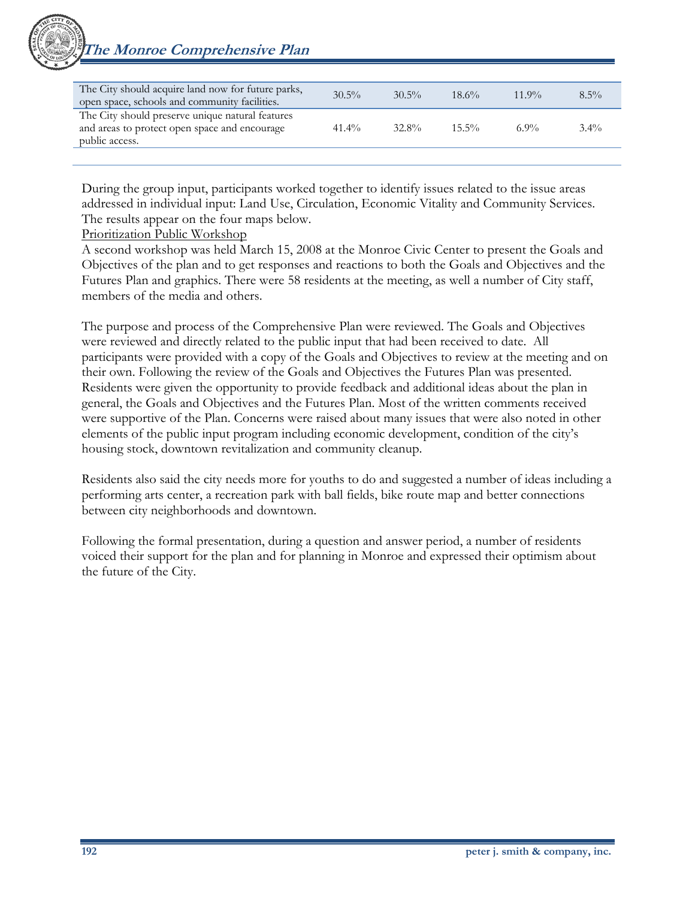| | | | | | |
|---|---|---|---|---|---|
| The City should acquire land now for future parks, open space, schools and community facilities. | 30.5% | 30.5% | 18.6% | 11.9% | 8.5% |
| The City should preserve unique natural features and areas to protect open space and encourage public access. | 41.4% | 32.8% | 15.5% | 6.9% | 3.4% |

During the group input, participants worked together to identify issues related to the issue areas addressed in individual input: Land Use, Circulation, Economic Vitality and Community Services. The results appear on the four maps below.

<u>Prioritization Public Workshop</u>

A second workshop was held March 15, 2008 at the Monroe Civic Center to present the Goals and Objectives of the plan and to get responses and reactions to both the Goals and Objectives and the Futures Plan and graphics. There were 58 residents at the meeting, as well a number of City staff, members of the media and others.

The purpose and process of the Comprehensive Plan were reviewed. The Goals and Objectives were reviewed and directly related to the public input that had been received to date. All participants were provided with a copy of the Goals and Objectives to review at the meeting and on their own. Following the review of the Goals and Objectives the Futures Plan was presented. Residents were given the opportunity to provide feedback and additional ideas about the plan in general, the Goals and Objectives and the Futures Plan. Most of the written comments received were supportive of the Plan. Concerns were raised about many issues that were also noted in other elements of the public input program including economic development, condition of the city's housing stock, downtown revitalization and community cleanup.

Residents also said the city needs more for youths to do and suggested a number of ideas including a performing arts center, a recreation park with ball fields, bike route map and better connections between city neighborhoods and downtown.

Following the formal presentation, during a question and answer period, a number of residents voiced their support for the plan and for planning in Monroe and expressed their optimism about the future of the City.